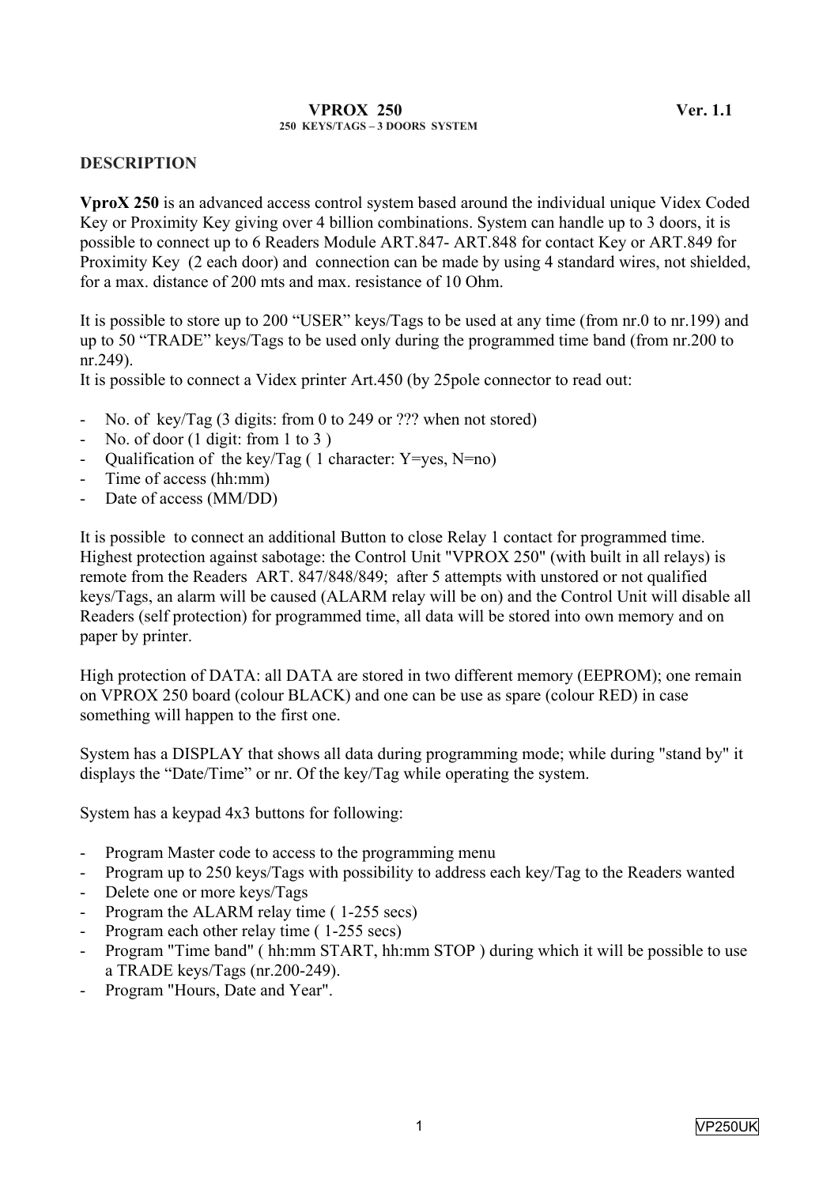# VPROX 250 Ver. 1.1

**250 KEYS/TAGS – 3 DOORS SYSTEM**

## DESCRIPTION

**VproX 250** is an advanced access control system based around the individual unique Videx Coded Key or Proximity Key giving over 4 billion combinations. System can handle up to 3 doors, it is possible to connect up to 6 Readers Module ART.847- ART.848 for contact Key or ART.849 for Proximity Key (2 each door) and connection can be made by using 4 standard wires, not shielded, for a max. distance of 200 mts and max. resistance of 10 Ohm.

It is possible to store up to 200 "USER" keys/Tags to be used at any time (from nr.0 to nr.199) and up to 50 "TRADE" keys/Tags to be used only during the programmed time band (from nr.200 to nr.249).
It is possible to connect a Videx printer Art.450 (by 25pole connector to read out:

- No. of key/Tag (3 digits: from 0 to 249 or ??? when not stored)
- No. of door (1 digit: from 1 to 3 )
- Qualification of the key/Tag ( 1 character: Y=yes, N=no)
- Time of access (hh:mm)
- Date of access (MM/DD)

It is possible to connect an additional Button to close Relay 1 contact for programmed time.
Highest protection against sabotage: the Control Unit "VPROX 250" (with built in all relays) is remote from the Readers ART. 847/848/849; after 5 attempts with unstored or not qualified keys/Tags, an alarm will be caused (ALARM relay will be on) and the Control Unit will disable all Readers (self protection) for programmed time, all data will be stored into own memory and on paper by printer.

High protection of DATA: all DATA are stored in two different memory (EEPROM); one remain on VPROX 250 board (colour BLACK) and one can be use as spare (colour RED) in case something will happen to the first one.

System has a DISPLAY that shows all data during programming mode; while during "stand by" it displays the "Date/Time" or nr. Of the key/Tag while operating the system.

System has a keypad 4x3 buttons for following:

- Program Master code to access to the programming menu
- Program up to 250 keys/Tags with possibility to address each key/Tag to the Readers wanted
- Delete one or more keys/Tags
- Program the ALARM relay time ( 1-255 secs)
- Program each other relay time ( 1-255 secs)
- Program "Time band" ( hh:mm START, hh:mm STOP ) during which it will be possible to use a TRADE keys/Tags (nr.200-249).
- Program "Hours, Date and Year".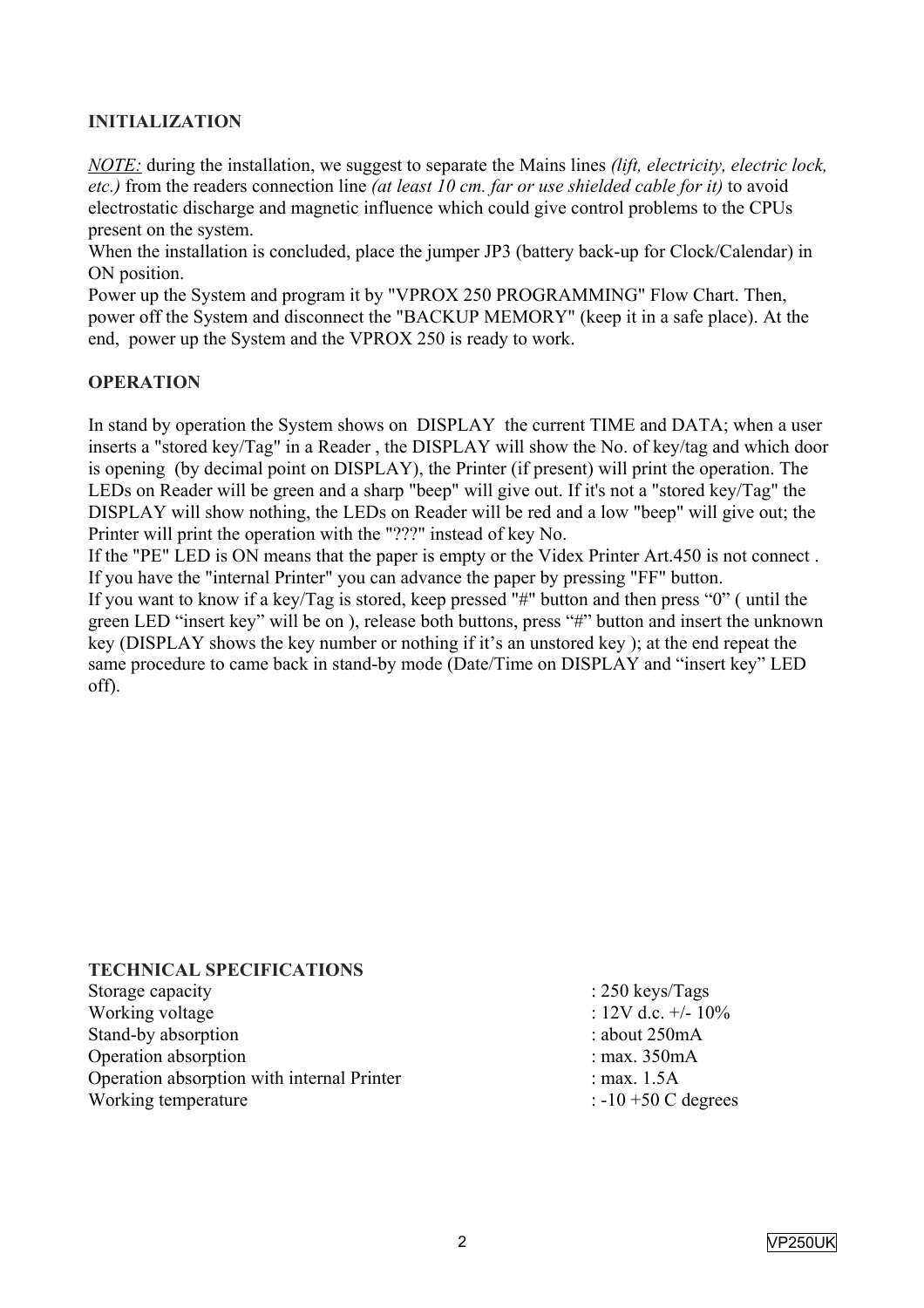**INITIALIZATION**

_NOTE:_ during the installation, we suggest to separate the Mains lines *(lift, electricity, electric lock, etc.)* from the readers connection line *(at least 10 cm. far or use shielded cable for it)* to avoid electrostatic discharge and magnetic influence which could give control problems to the CPUs present on the system.
When the installation is concluded, place the jumper JP3 (battery back-up for Clock/Calendar) in ON position.
Power up the System and program it by "VPROX 250 PROGRAMMING" Flow Chart. Then, power off the System and disconnect the "BACKUP MEMORY" (keep it in a safe place). At the end, power up the System and the VPROX 250 is ready to work.

**OPERATION**

In stand by operation the System shows on DISPLAY the current TIME and DATA; when a user inserts a "stored key/Tag" in a Reader , the DISPLAY will show the No. of key/tag and which door is opening (by decimal point on DISPLAY), the Printer (if present) will print the operation. The LEDs on Reader will be green and a sharp "beep" will give out. If it's not a "stored key/Tag" the DISPLAY will show nothing, the LEDs on Reader will be red and a low "beep" will give out; the Printer will print the operation with the "???" instead of key No.
If the "PE" LED is ON means that the paper is empty or the Videx Printer Art.450 is not connect .
If you have the "internal Printer" you can advance the paper by pressing "FF" button.
If you want to know if a key/Tag is stored, keep pressed "#" button and then press “0” ( until the green LED “insert key” will be on ), release both buttons, press “#” button and insert the unknown key (DISPLAY shows the key number or nothing if it’s an unstored key ); at the end repeat the same procedure to came back in stand-by mode (Date/Time on DISPLAY and “insert key” LED off).

**TECHNICAL SPECIFICATIONS**

| | |
|---|---|
| Storage capacity | : 250 keys/Tags |
| Working voltage | : 12V d.c. +/- 10% |
| Stand-by absorption | : about 250mA |
| Operation absorption | : max. 350mA |
| Operation absorption with internal Printer | : max. 1.5A |
| Working temperature | : -10 +50 C degrees |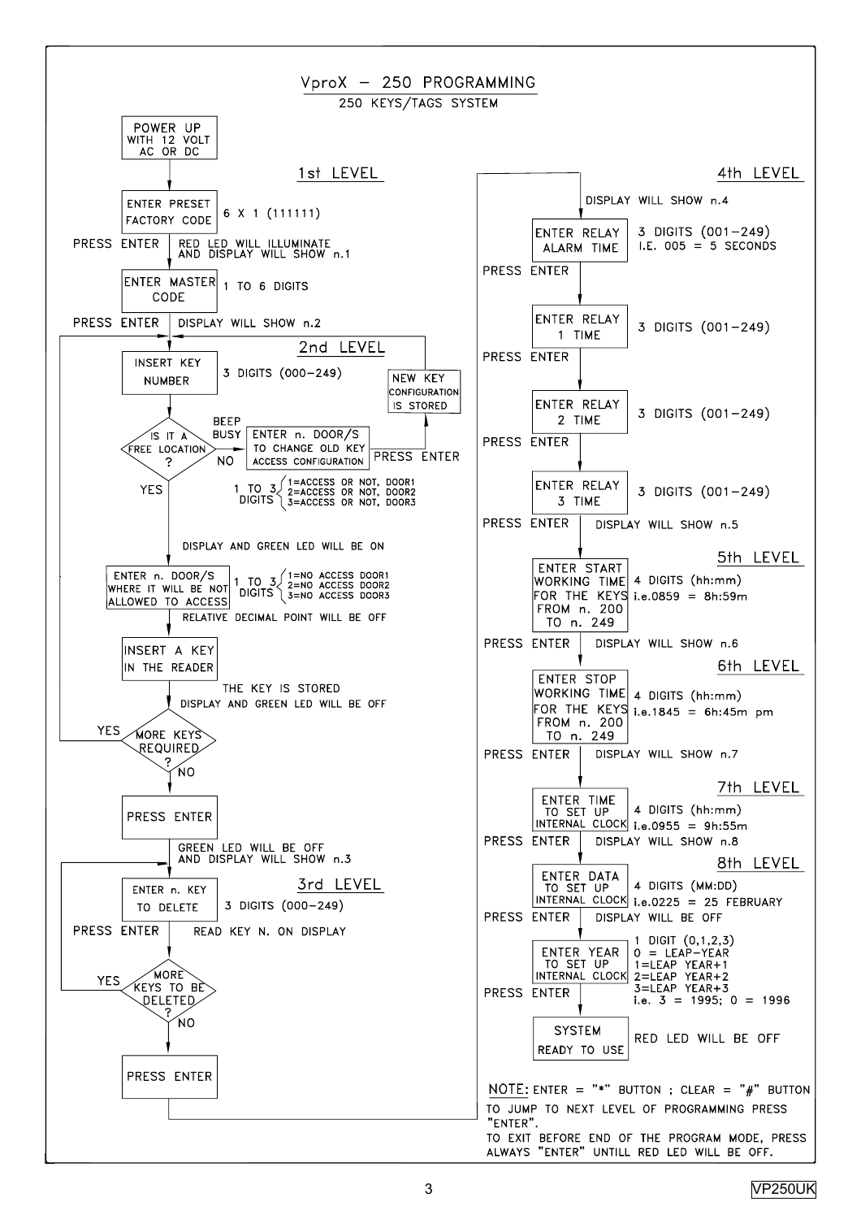# VproX – 250 PROGRAMMING

## 250 KEYS/TAGS SYSTEM

**POWER UP WITH 12 VOLT AC OR DC**

### 1st LEVEL

- **ENTER PRESET FACTORY CODE** — 6 X 1 (111111)
- PRESS ENTER — RED LED WILL ILLUMINATE AND DISPLAY WILL SHOW n.1
- **ENTER MASTER CODE** — 1 TO 6 DIGITS
- PRESS ENTER — DISPLAY WILL SHOW n.2

### 2nd LEVEL

- **INSERT KEY NUMBER** — 3 DIGITS (000–249)
- **IS IT A FREE LOCATION ?**
  - NO (BEEP BUSY): **ENTER n. DOOR/S TO CHANGE OLD KEY ACCESS CONFIGURATION** — 1 TO 3 DIGITS (1=ACCESS OR NOT, DOOR1; 2=ACCESS OR NOT, DOOR2; 3=ACCESS OR NOT, DOOR3) → PRESS ENTER → **NEW KEY CONFIGURATION IS STORED** → back to INSERT KEY NUMBER
  - YES: DISPLAY AND GREEN LED WILL BE ON
- **ENTER n. DOOR/S WHERE IT WILL BE NOT ALLOWED TO ACCESS** — 1 TO 3 DIGITS (1=NO ACCESS DOOR1; 2=NO ACCESS DOOR2; 3=NO ACCESS DOOR3)
- RELATIVE DECIMAL POINT WILL BE OFF
- **INSERT A KEY IN THE READER**
- THE KEY IS STORED — DISPLAY AND GREEN LED WILL BE OFF
- **MORE KEYS REQUIRED ?**
  - YES → back to INSERT KEY NUMBER
  - NO → **PRESS ENTER**
- GREEN LED WILL BE OFF AND DISPLAY WILL SHOW n.3

### 3rd LEVEL

- **ENTER n. KEY TO DELETE** — 3 DIGITS (000–249)
- PRESS ENTER — READ KEY N. ON DISPLAY
- **MORE KEYS TO BE DELETED ?**
  - YES → back to ENTER n. KEY TO DELETE
  - NO → **PRESS ENTER**

### 4th LEVEL

- DISPLAY WILL SHOW n.4
- **ENTER RELAY ALARM TIME** — 3 DIGITS (001–249) I.E. 005 = 5 SECONDS
- PRESS ENTER
- **ENTER RELAY 1 TIME** — 3 DIGITS (001–249)
- PRESS ENTER
- **ENTER RELAY 2 TIME** — 3 DIGITS (001–249)
- PRESS ENTER
- **ENTER RELAY 3 TIME** — 3 DIGITS (001–249)
- PRESS ENTER — DISPLAY WILL SHOW n.5

### 5th LEVEL

- **ENTER START WORKING TIME FOR THE KEYS FROM n. 200 TO n. 249** — 4 DIGITS (hh:mm) i.e.0859 = 8h:59m
- PRESS ENTER — DISPLAY WILL SHOW n.6

### 6th LEVEL

- **ENTER STOP WORKING TIME FOR THE KEYS FROM n. 200 TO n. 249** — 4 DIGITS (hh:mm) i.e.1845 = 6h:45m pm
- PRESS ENTER — DISPLAY WILL SHOW n.7

### 7th LEVEL

- **ENTER TIME TO SET UP INTERNAL CLOCK** — 4 DIGITS (hh:mm) i.e.0955 = 9h:55m
- PRESS ENTER — DISPLAY WILL SHOW n.8

### 8th LEVEL

- **ENTER DATA TO SET UP INTERNAL CLOCK** — 4 DIGITS (MM:DD) i.e.0225 = 25 FEBRUARY
- PRESS ENTER — DISPLAY WILL BE OFF
- **ENTER YEAR TO SET UP INTERNAL CLOCK** — 1 DIGIT (0,1,2,3): 0 = LEAP-YEAR; 1=LEAP YEAR+1; 2=LEAP YEAR+2; 3=LEAP YEAR+3; i.e. 3 = 1995; 0 = 1996
- PRESS ENTER
- **SYSTEM READY TO USE** — RED LED WILL BE OFF

**NOTE:** ENTER = "*" BUTTON ; CLEAR = "#" BUTTON

TO JUMP TO NEXT LEVEL OF PROGRAMMING PRESS "ENTER".

TO EXIT BEFORE END OF THE PROGRAM MODE, PRESS ALWAYS "ENTER" UNTILL RED LED WILL BE OFF.

VP250UK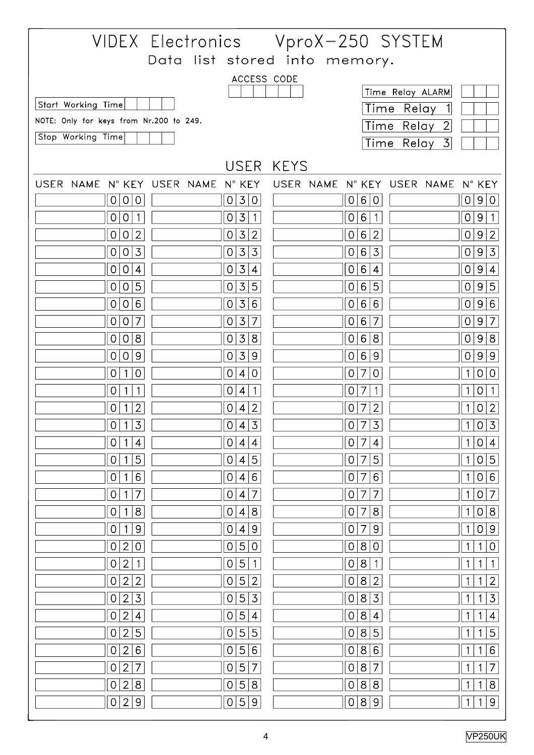# VIDEX Electronics VproX-250 SYSTEM

## Data list stored into memory.

ACCESS CODE

| | | | | | |
|---|---|---|---|---|---|
| | | | | | |

| Start Working Time | | | | |
|---|---|---|---|---|

NOTE: Only for keys from Nr.200 to 249.

| Stop Working Time | | | | |
|---|---|---|---|---|

| | | | |
|---|---|---|---|
| Time Relay ALARM | | | |
| Time Relay 1 | | | |
| Time Relay 2 | | | |
| Time Relay 3 | | | |

## USER KEYS

| USER NAME | N° KEY | USER NAME | N° KEY | USER NAME | N° KEY | USER NAME | N° KEY |
|---|---|---|---|---|---|---|---|
| | 000 | | 030 | | 060 | | 090 |
| | 001 | | 031 | | 061 | | 091 |
| | 002 | | 032 | | 062 | | 092 |
| | 003 | | 033 | | 063 | | 093 |
| | 004 | | 034 | | 064 | | 094 |
| | 005 | | 035 | | 065 | | 095 |
| | 006 | | 036 | | 066 | | 096 |
| | 007 | | 037 | | 067 | | 097 |
| | 008 | | 038 | | 068 | | 098 |
| | 009 | | 039 | | 069 | | 099 |
| | 010 | | 040 | | 070 | | 100 |
| | 011 | | 041 | | 071 | | 101 |
| | 012 | | 042 | | 072 | | 102 |
| | 013 | | 043 | | 073 | | 103 |
| | 014 | | 044 | | 074 | | 104 |
| | 015 | | 045 | | 075 | | 105 |
| | 016 | | 046 | | 076 | | 106 |
| | 017 | | 047 | | 077 | | 107 |
| | 018 | | 048 | | 078 | | 108 |
| | 019 | | 049 | | 079 | | 109 |
| | 020 | | 050 | | 080 | | 110 |
| | 021 | | 051 | | 081 | | 111 |
| | 022 | | 052 | | 082 | | 112 |
| | 023 | | 053 | | 083 | | 113 |
| | 024 | | 054 | | 084 | | 114 |
| | 025 | | 055 | | 085 | | 115 |
| | 026 | | 056 | | 086 | | 116 |
| | 027 | | 057 | | 087 | | 117 |
| | 028 | | 058 | | 088 | | 118 |
| | 029 | | 059 | | 089 | | 119 |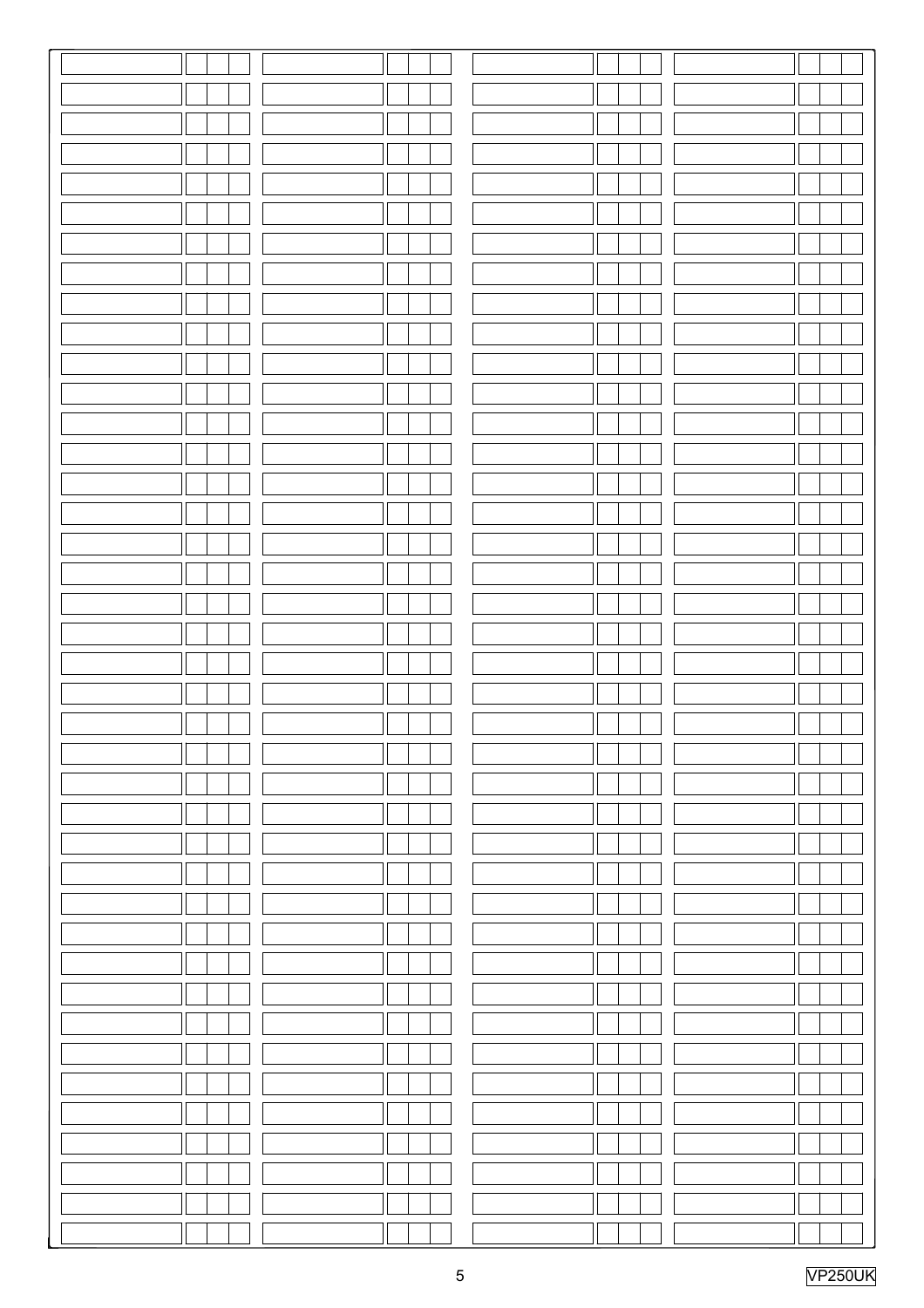| | | | | | | | | | | | | | | | |
|---|---|---|---|---|---|---|---|---|---|---|---|---|---|---|---|
| | | | | | | | | | | | | | | | |
| | | | | | | | | | | | | | | | |
| | | | | | | | | | | | | | | | |
| | | | | | | | | | | | | | | | |
| | | | | | | | | | | | | | | | |
| | | | | | | | | | | | | | | | |
| | | | | | | | | | | | | | | | |
| | | | | | | | | | | | | | | | |
| | | | | | | | | | | | | | | | |
| | | | | | | | | | | | | | | | |
| | | | | | | | | | | | | | | | |
| | | | | | | | | | | | | | | | |
| | | | | | | | | | | | | | | | |
| | | | | | | | | | | | | | | | |
| | | | | | | | | | | | | | | | |
| | | | | | | | | | | | | | | | |
| | | | | | | | | | | | | | | | |
| | | | | | | | | | | | | | | | |
| | | | | | | | | | | | | | | | |
| | | | | | | | | | | | | | | | |
| | | | | | | | | | | | | | | | |
| | | | | | | | | | | | | | | | |
| | | | | | | | | | | | | | | | |
| | | | | | | | | | | | | | | | |
| | | | | | | | | | | | | | | | |
| | | | | | | | | | | | | | | | |
| | | | | | | | | | | | | | | | |
| | | | | | | | | | | | | | | | |
| | | | | | | | | | | | | | | | |
| | | | | | | | | | | | | | | | |
| | | | | | | | | | | | | | | | |
| | | | | | | | | | | | | | | | |
| | | | | | | | | | | | | | | | |
| | | | | | | | | | | | | | | | |
| | | | | | | | | | | | | | | | |
| | | | | | | | | | | | | | | | |
| | | | | | | | | | | | | | | | |
| | | | | | | | | | | | | | | | |
| | | | | | | | | | | | | | | | |
| | | | | | | | | | | | | | | | |

VP250UK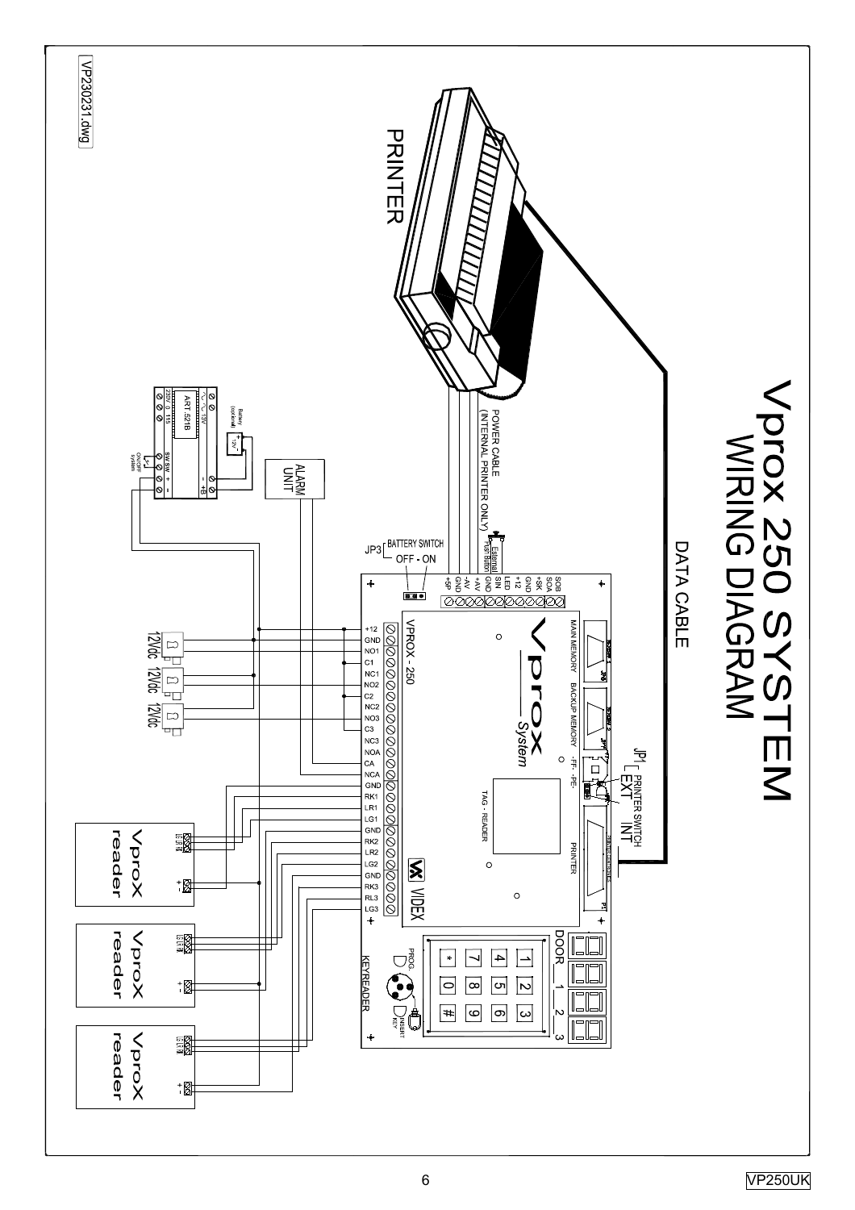# Vprox 250 SYSTEM WIRING DIAGRAM

VP230231.dwg

PRINTER

DATA CABLE

POWER CABLE
(INTERNAL PRINTER ONLY)

External
"Ask" Button

JP3 BATTERY SWITCH
OFF - ON

JP1 PRINTER SWITCH
EXT INT

ALARM UNIT

ART 521B

Battery (optional)

+12V

ON/OFF system

SOB
SOA
+SK
GND
+12
LED
SN
GND
+AV
-AV
GND
+5P

MAIN MEMORY
BACKUP MEMORY
-FF- -PE-
PRINTER

Vprox System

TAG - READER

VPROX - 250

+12
GND
NO1
C1
NC1
NO2
C2
NC2
NO3
C3
NC3
NOA
CA
NCA
GND
RK1
LR1
LG1
GND
RK2
LR2
LG2
GND
RK3
RL3
LG3

VIDEX

DOOR 1 2 3

PROG.

INSERT KEY

KEYREADER

12Vdc 12Vdc 12Vdc

Vprox reader

Vprox reader

Vprox reader

VP250UK